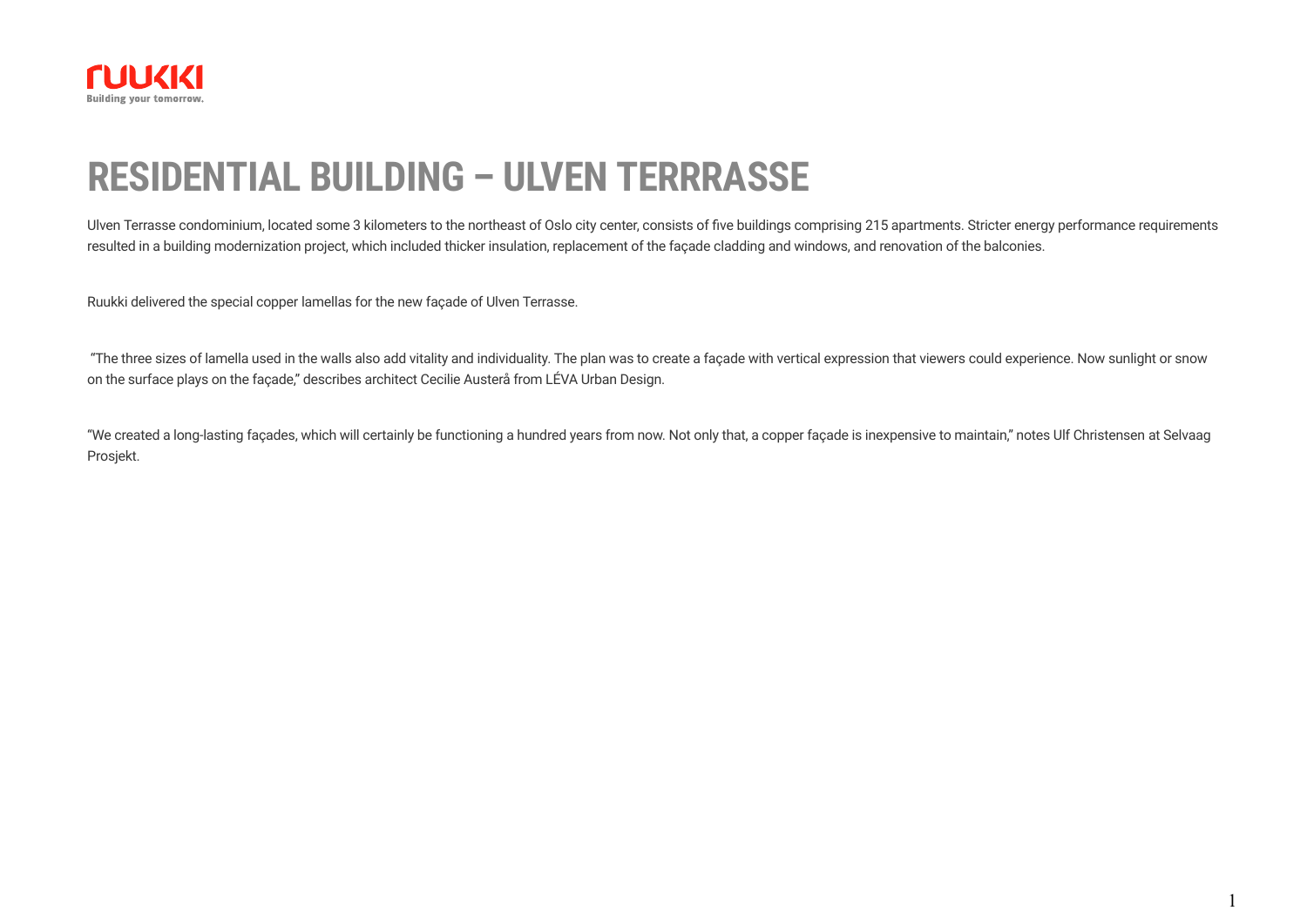ruukki
Building your tomorrow.

# RESIDENTIAL BUILDING – ULVEN TERRRASSE

Ulven Terrasse condominium, located some 3 kilometers to the northeast of Oslo city center, consists of five buildings comprising 215 apartments. Stricter energy performance requirements resulted in a building modernization project, which included thicker insulation, replacement of the façade cladding and windows, and renovation of the balconies.

Ruukki delivered the special copper lamellas for the new façade of Ulven Terrasse.

"The three sizes of lamella used in the walls also add vitality and individuality. The plan was to create a façade with vertical expression that viewers could experience. Now sunlight or snow on the surface plays on the façade," describes architect Cecilie Austerå from LÉVA Urban Design.

"We created a long-lasting façades, which will certainly be functioning a hundred years from now. Not only that, a copper façade is inexpensive to maintain," notes Ulf Christensen at Selvaag Prosjekt.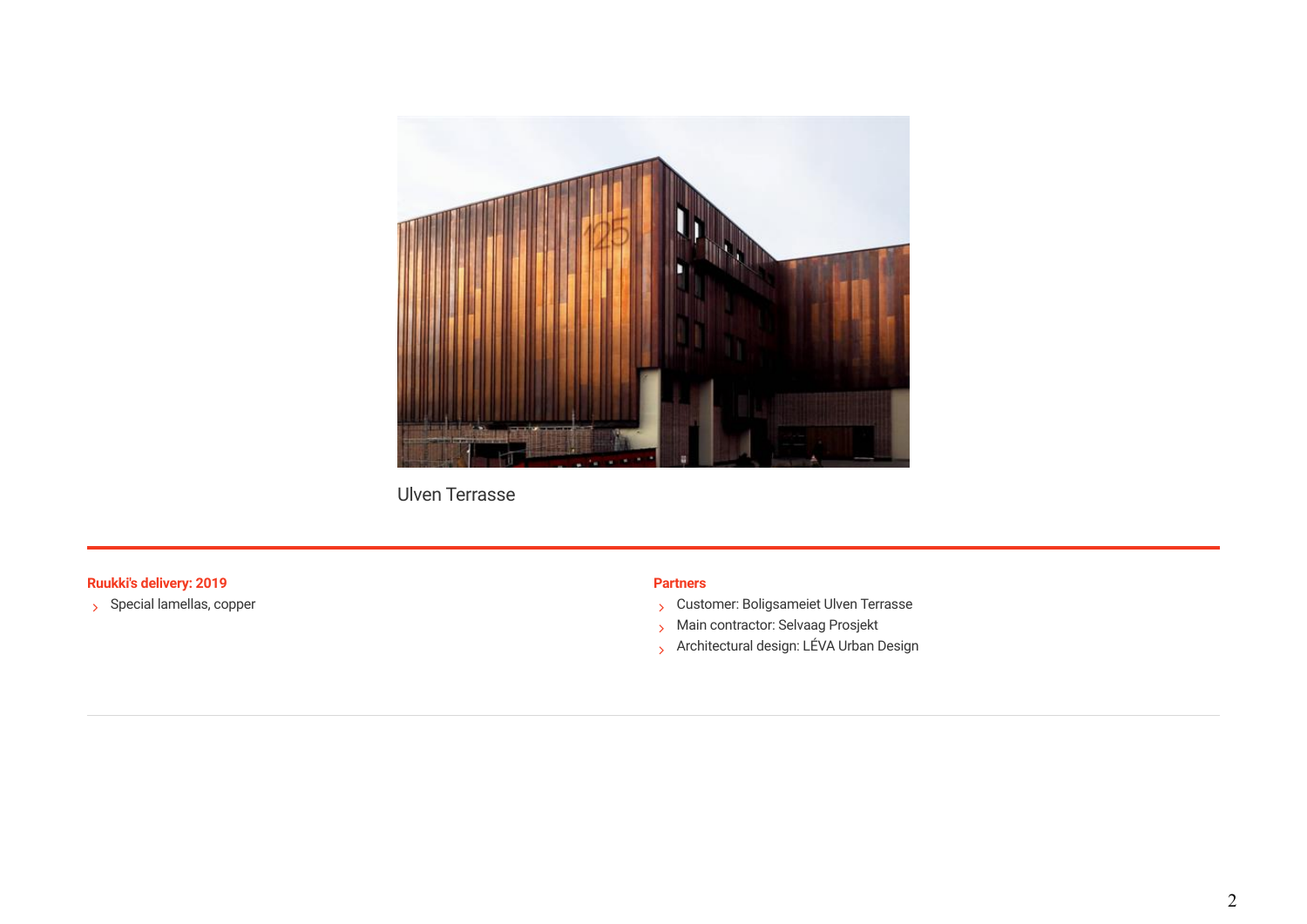Ulven Terrasse

**Ruukki's delivery: 2019**

- Special lamellas, copper

**Partners**

- Customer: Boligsameiet Ulven Terrasse
- Main contractor: Selvaag Prosjekt
- Architectural design: LÉVA Urban Design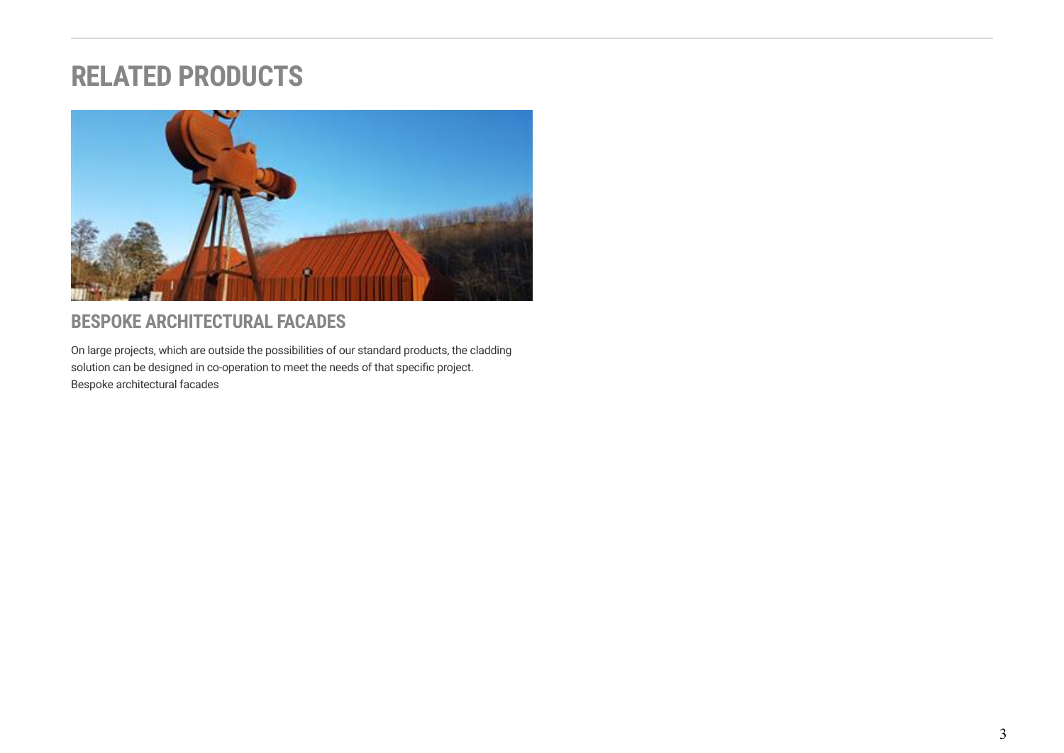# RELATED PRODUCTS

## BESPOKE ARCHITECTURAL FACADES

On large projects, which are outside the possibilities of our standard products, the cladding solution can be designed in co-operation to meet the needs of that specific project.
Bespoke architectural facades